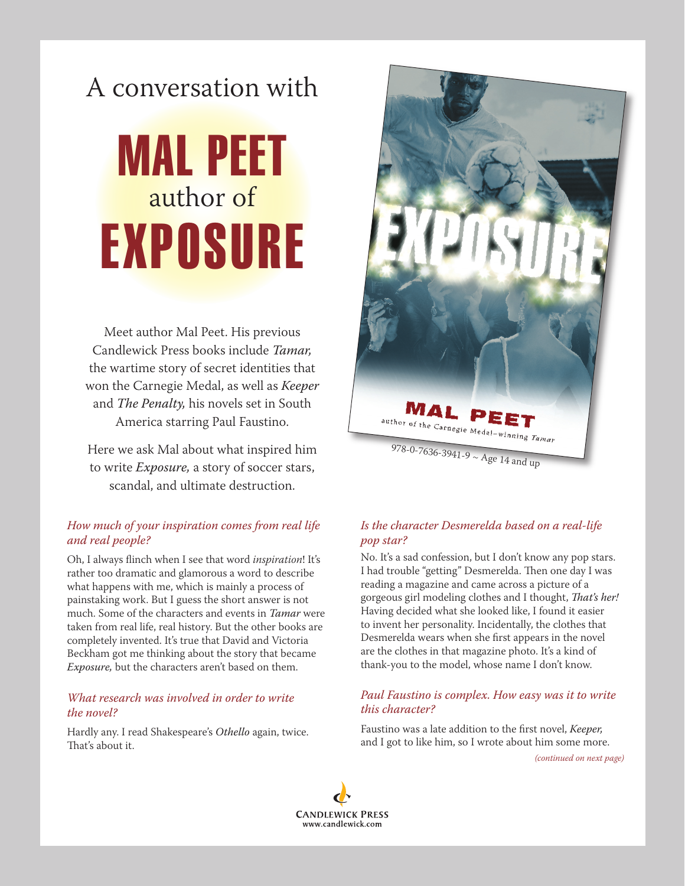# A conversation with MAL PEET author of EXPOSURE

Meet author Mal Peet. His previous Candlewick Press books include *Tamar,* the wartime story of secret identities that won the Carnegie Medal, as well as *Keeper* and *The Penalty,* his novels set in South America starring Paul Faustino.

Here we ask Mal about what inspired him to write *Exposure,* a story of soccer stars, scandal, and ultimate destruction.

978-0-7636-3941-9 ~ Age 14 and up

*How much of your inspiration comes from real life and real people?*

Oh, I always flinch when I see that word *inspiration*! It's rather too dramatic and glamorous a word to describe what happens with me, which is mainly a process of painstaking work. But I guess the short answer is not much. Some of the characters and events in *Tamar* were taken from real life, real history. But the other books are completely invented. It's true that David and Victoria Beckham got me thinking about the story that became *Exposure,* but the characters aren't based on them.

*What research was involved in order to write the novel?*

Hardly any. I read Shakespeare's *Othello* again, twice. That's about it.

*Is the character Desmerelda based on a real-life pop star?*

No. It's a sad confession, but I don't know any pop stars. I had trouble "getting" Desmerelda. Then one day I was reading a magazine and came across a picture of a gorgeous girl modeling clothes and I thought, *That's her!* Having decided what she looked like, I found it easier to invent her personality. Incidentally, the clothes that Desmerelda wears when she first appears in the novel are the clothes in that magazine photo. It's a kind of thank-you to the model, whose name I don't know.

*Paul Faustino is complex. How easy was it to write this character?*

Faustino was a late addition to the first novel, *Keeper,* and I got to like him, so I wrote about him some more.

*(continued on next page)*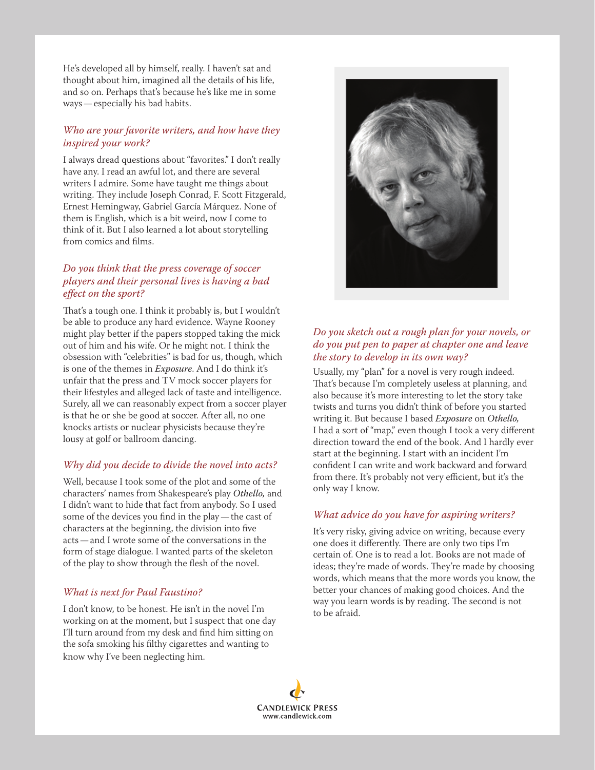He's developed all by himself, really. I haven't sat and thought about him, imagined all the details of his life, and so on. Perhaps that's because he's like me in some ways — especially his bad habits.

### *Who are your favorite writers, and how have they inspired your work?*

I always dread questions about "favorites." I don't really have any. I read an awful lot, and there are several writers I admire. Some have taught me things about writing. They include Joseph Conrad, F. Scott Fitzgerald, Ernest Hemingway, Gabriel García Márquez. None of them is English, which is a bit weird, now I come to think of it. But I also learned a lot about storytelling from comics and films.

### *Do you think that the press coverage of soccer players and their personal lives is having a bad effect on the sport?*

That's a tough one. I think it probably is, but I wouldn't be able to produce any hard evidence. Wayne Rooney might play better if the papers stopped taking the mick out of him and his wife. Or he might not. I think the obsession with "celebrities" is bad for us, though, which is one of the themes in *Exposure*. And I do think it's unfair that the press and TV mock soccer players for their lifestyles and alleged lack of taste and intelligence. Surely, all we can reasonably expect from a soccer player is that he or she be good at soccer. After all, no one knocks artists or nuclear physicists because they're lousy at golf or ballroom dancing.

### *Why did you decide to divide the novel into acts?*

Well, because I took some of the plot and some of the characters' names from Shakespeare's play *Othello,* and I didn't want to hide that fact from anybody. So I used some of the devices you find in the play — the cast of characters at the beginning, the division into five acts — and I wrote some of the conversations in the form of stage dialogue. I wanted parts of the skeleton of the play to show through the flesh of the novel.

### *What is next for Paul Faustino?*

I don't know, to be honest. He isn't in the novel I'm working on at the moment, but I suspect that one day I'll turn around from my desk and find him sitting on the sofa smoking his filthy cigarettes and wanting to know why I've been neglecting him.

### *Do you sketch out a rough plan for your novels, or do you put pen to paper at chapter one and leave the story to develop in its own way?*

Usually, my "plan" for a novel is very rough indeed. That's because I'm completely useless at planning, and also because it's more interesting to let the story take twists and turns you didn't think of before you started writing it. But because I based *Exposure* on *Othello,* I had a sort of "map," even though I took a very different direction toward the end of the book. And I hardly ever start at the beginning. I start with an incident I'm confident I can write and work backward and forward from there. It's probably not very efficient, but it's the only way I know.

### *What advice do you have for aspiring writers?*

It's very risky, giving advice on writing, because every one does it differently. There are only two tips I'm certain of. One is to read a lot. Books are not made of ideas; they're made of words. They're made by choosing words, which means that the more words you know, the better your chances of making good choices. And the way you learn words is by reading. The second is not to be afraid.

**Candlewick Press**
www.candlewick.com